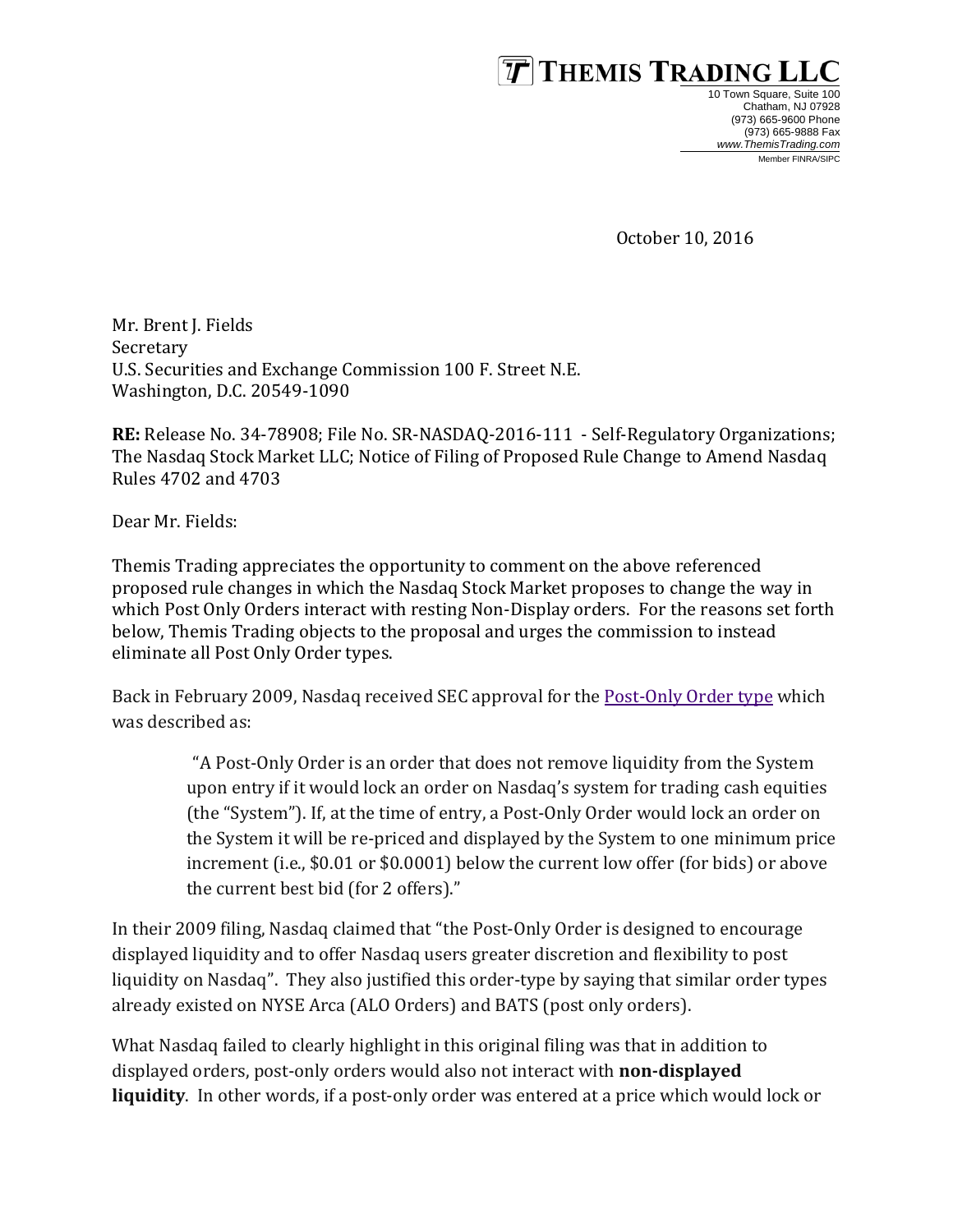**THEMIS TRADING LLC**

10 Town Square, Suite 100
Chatham, NJ 07928
(973) 665-9600 Phone
(973) 665-9888 Fax
*www.ThemisTrading.com*
Member FINRA/SIPC

October 10, 2016

Mr. Brent J. Fields
Secretary
U.S. Securities and Exchange Commission 100 F. Street N.E.
Washington, D.C. 20549-1090

**RE:** Release No. 34-78908; File No. SR-NASDAQ-2016-111 - Self-Regulatory Organizations; The Nasdaq Stock Market LLC; Notice of Filing of Proposed Rule Change to Amend Nasdaq Rules 4702 and 4703

Dear Mr. Fields:

Themis Trading appreciates the opportunity to comment on the above referenced proposed rule changes in which the Nasdaq Stock Market proposes to change the way in which Post Only Orders interact with resting Non-Display orders. For the reasons set forth below, Themis Trading objects to the proposal and urges the commission to instead eliminate all Post Only Order types.

Back in February 2009, Nasdaq received SEC approval for the Post-Only Order type which was described as:

> "A Post-Only Order is an order that does not remove liquidity from the System upon entry if it would lock an order on Nasdaq's system for trading cash equities (the "System"). If, at the time of entry, a Post-Only Order would lock an order on the System it will be re-priced and displayed by the System to one minimum price increment (i.e., $0.01 or $0.0001) below the current low offer (for bids) or above the current best bid (for 2 offers)."

In their 2009 filing, Nasdaq claimed that "the Post-Only Order is designed to encourage displayed liquidity and to offer Nasdaq users greater discretion and flexibility to post liquidity on Nasdaq". They also justified this order-type by saying that similar order types already existed on NYSE Arca (ALO Orders) and BATS (post only orders).

What Nasdaq failed to clearly highlight in this original filing was that in addition to displayed orders, post-only orders would also not interact with **non-displayed liquidity**. In other words, if a post-only order was entered at a price which would lock or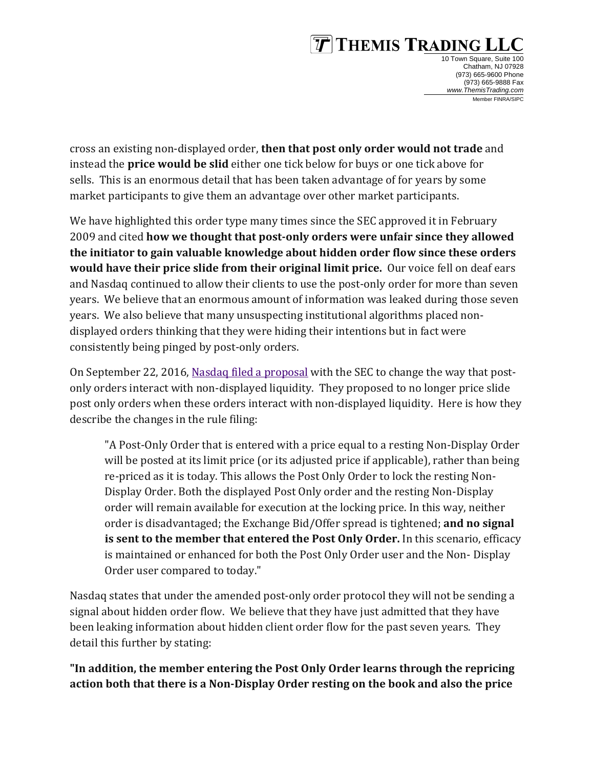cross an existing non-displayed order, **then that post only order would not trade** and instead the **price would be slid** either one tick below for buys or one tick above for sells. This is an enormous detail that has been taken advantage of for years by some market participants to give them an advantage over other market participants.

We have highlighted this order type many times since the SEC approved it in February 2009 and cited **how we thought that post-only orders were unfair since they allowed the initiator to gain valuable knowledge about hidden order flow since these orders would have their price slide from their original limit price.** Our voice fell on deaf ears and Nasdaq continued to allow their clients to use the post-only order for more than seven years. We believe that an enormous amount of information was leaked during those seven years. We also believe that many unsuspecting institutional algorithms placed non-displayed orders thinking that they were hiding their intentions but in fact were consistently being pinged by post-only orders.

On September 22, 2016, Nasdaq filed a proposal with the SEC to change the way that post-only orders interact with non-displayed liquidity. They proposed to no longer price slide post only orders when these orders interact with non-displayed liquidity. Here is how they describe the changes in the rule filing:

> "A Post-Only Order that is entered with a price equal to a resting Non-Display Order will be posted at its limit price (or its adjusted price if applicable), rather than being re-priced as it is today. This allows the Post Only Order to lock the resting Non-Display Order. Both the displayed Post Only order and the resting Non-Display order will remain available for execution at the locking price. In this way, neither order is disadvantaged; the Exchange Bid/Offer spread is tightened; **and no signal is sent to the member that entered the Post Only Order.** In this scenario, efficacy is maintained or enhanced for both the Post Only Order user and the Non- Display Order user compared to today."

Nasdaq states that under the amended post-only order protocol they will not be sending a signal about hidden order flow. We believe that they have just admitted that they have been leaking information about hidden client order flow for the past seven years. They detail this further by stating:

**"In addition, the member entering the Post Only Order learns through the repricing action both that there is a Non-Display Order resting on the book and also the price**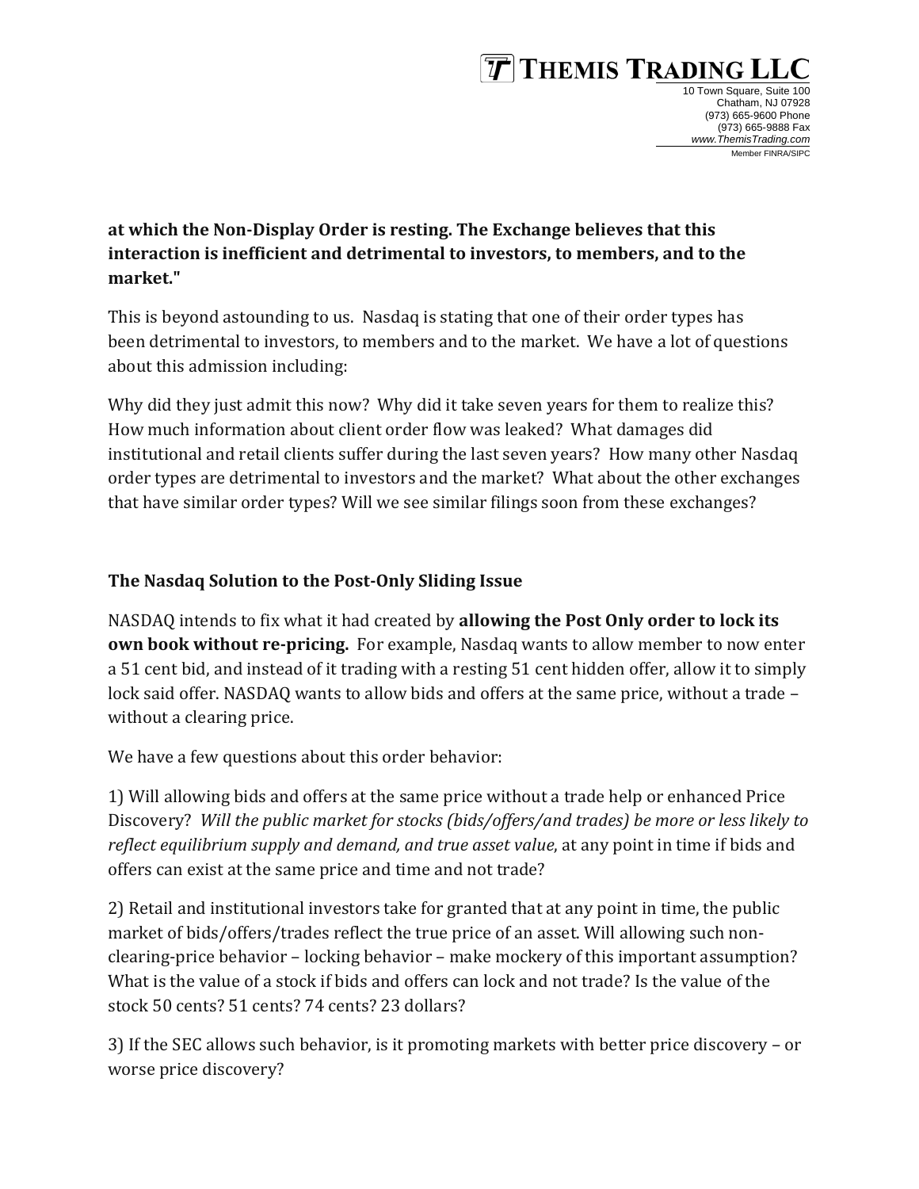**at which the Non-Display Order is resting. The Exchange believes that this interaction is inefficient and detrimental to investors, to members, and to the market."**

This is beyond astounding to us. Nasdaq is stating that one of their order types has been detrimental to investors, to members and to the market. We have a lot of questions about this admission including:

Why did they just admit this now? Why did it take seven years for them to realize this? How much information about client order flow was leaked? What damages did institutional and retail clients suffer during the last seven years? How many other Nasdaq order types are detrimental to investors and the market? What about the other exchanges that have similar order types? Will we see similar filings soon from these exchanges?

### The Nasdaq Solution to the Post-Only Sliding Issue

NASDAQ intends to fix what it had created by **allowing the Post Only order to lock its own book without re-pricing.** For example, Nasdaq wants to allow member to now enter a 51 cent bid, and instead of it trading with a resting 51 cent hidden offer, allow it to simply lock said offer. NASDAQ wants to allow bids and offers at the same price, without a trade – without a clearing price.

We have a few questions about this order behavior:

1) Will allowing bids and offers at the same price without a trade help or enhanced Price Discovery? *Will the public market for stocks (bids/offers/and trades) be more or less likely to reflect equilibrium supply and demand, and true asset value*, at any point in time if bids and offers can exist at the same price and time and not trade?

2) Retail and institutional investors take for granted that at any point in time, the public market of bids/offers/trades reflect the true price of an asset. Will allowing such non-clearing-price behavior – locking behavior – make mockery of this important assumption? What is the value of a stock if bids and offers can lock and not trade? Is the value of the stock 50 cents? 51 cents? 74 cents? 23 dollars?

3) If the SEC allows such behavior, is it promoting markets with better price discovery – or worse price discovery?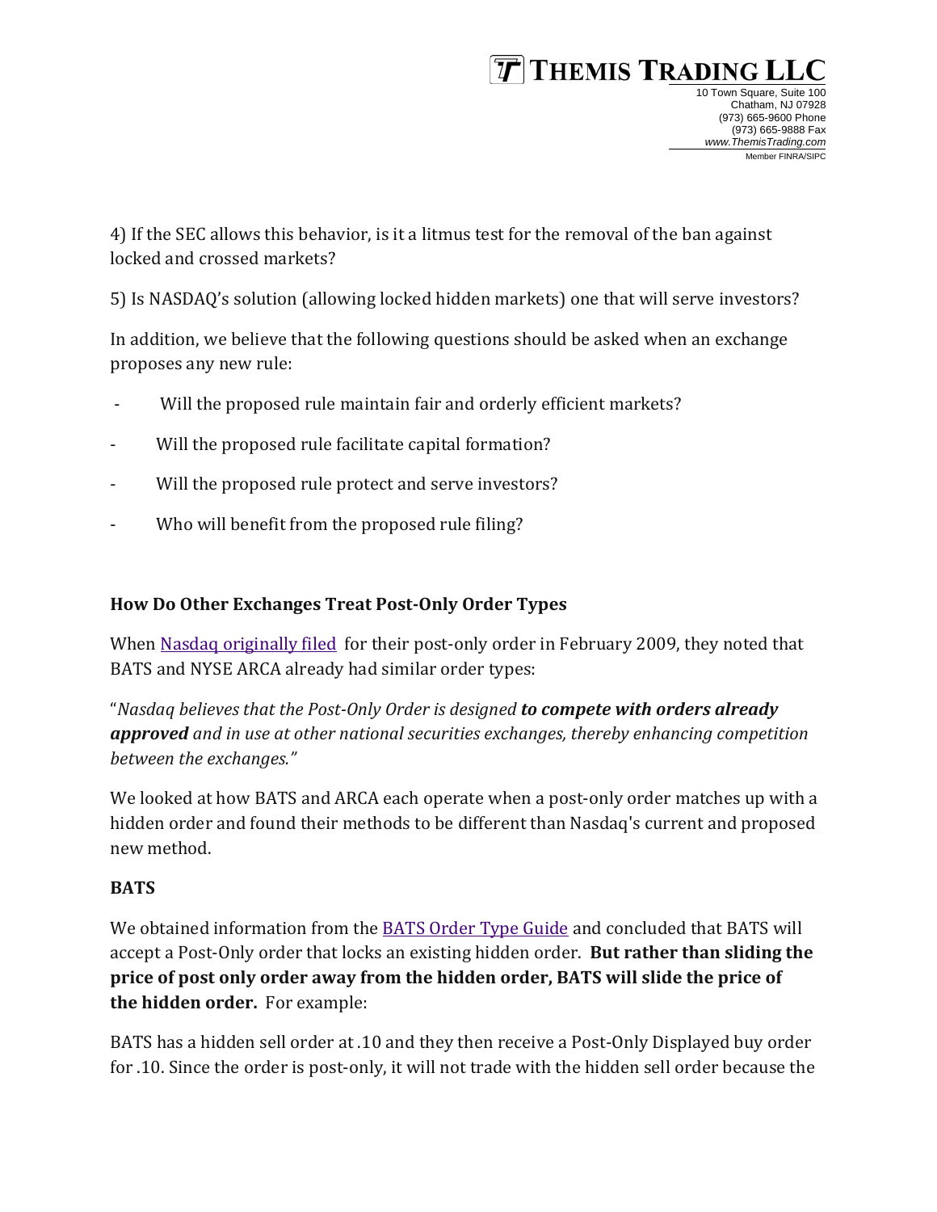4) If the SEC allows this behavior, is it a litmus test for the removal of the ban against locked and crossed markets?

5) Is NASDAQ's solution (allowing locked hidden markets) one that will serve investors?

In addition, we believe that the following questions should be asked when an exchange proposes any new rule:

- Will the proposed rule maintain fair and orderly efficient markets?
- Will the proposed rule facilitate capital formation?
- Will the proposed rule protect and serve investors?
- Who will benefit from the proposed rule filing?

### How Do Other Exchanges Treat Post-Only Order Types

When Nasdaq originally filed for their post-only order in February 2009, they noted that BATS and NYSE ARCA already had similar order types:

"*Nasdaq believes that the Post-Only Order is designed **to compete with orders already approved** and in use at other national securities exchanges, thereby enhancing competition between the exchanges.*"

We looked at how BATS and ARCA each operate when a post-only order matches up with a hidden order and found their methods to be different than Nasdaq's current and proposed new method.

### BATS

We obtained information from the BATS Order Type Guide and concluded that BATS will accept a Post-Only order that locks an existing hidden order. **But rather than sliding the price of post only order away from the hidden order, BATS will slide the price of the hidden order.** For example:

BATS has a hidden sell order at .10 and they then receive a Post-Only Displayed buy order for .10. Since the order is post-only, it will not trade with the hidden sell order because the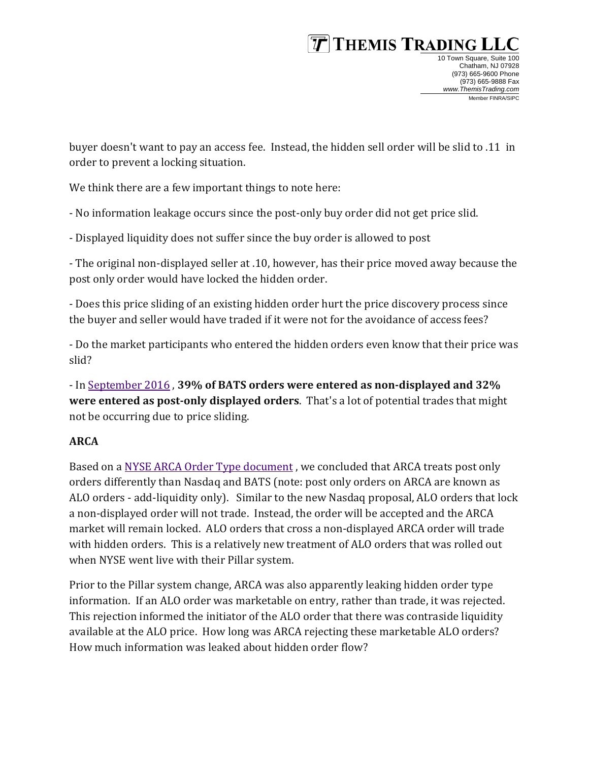buyer doesn't want to pay an access fee. Instead, the hidden sell order will be slid to .11 in order to prevent a locking situation.

We think there are a few important things to note here:

- No information leakage occurs since the post-only buy order did not get price slid.

- Displayed liquidity does not suffer since the buy order is allowed to post

- The original non-displayed seller at .10, however, has their price moved away because the post only order would have locked the hidden order.

- Does this price sliding of an existing hidden order hurt the price discovery process since the buyer and seller would have traded if it were not for the avoidance of access fees?

- Do the market participants who entered the hidden orders even know that their price was slid?

- In September 2016 , **39% of BATS orders were entered as non-displayed and 32% were entered as post-only displayed orders**. That's a lot of potential trades that might not be occurring due to price sliding.

**ARCA**

Based on a NYSE ARCA Order Type document , we concluded that ARCA treats post only orders differently than Nasdaq and BATS (note: post only orders on ARCA are known as ALO orders - add-liquidity only). Similar to the new Nasdaq proposal, ALO orders that lock a non-displayed order will not trade. Instead, the order will be accepted and the ARCA market will remain locked. ALO orders that cross a non-displayed ARCA order will trade with hidden orders. This is a relatively new treatment of ALO orders that was rolled out when NYSE went live with their Pillar system.

Prior to the Pillar system change, ARCA was also apparently leaking hidden order type information. If an ALO order was marketable on entry, rather than trade, it was rejected. This rejection informed the initiator of the ALO order that there was contraside liquidity available at the ALO price. How long was ARCA rejecting these marketable ALO orders? How much information was leaked about hidden order flow?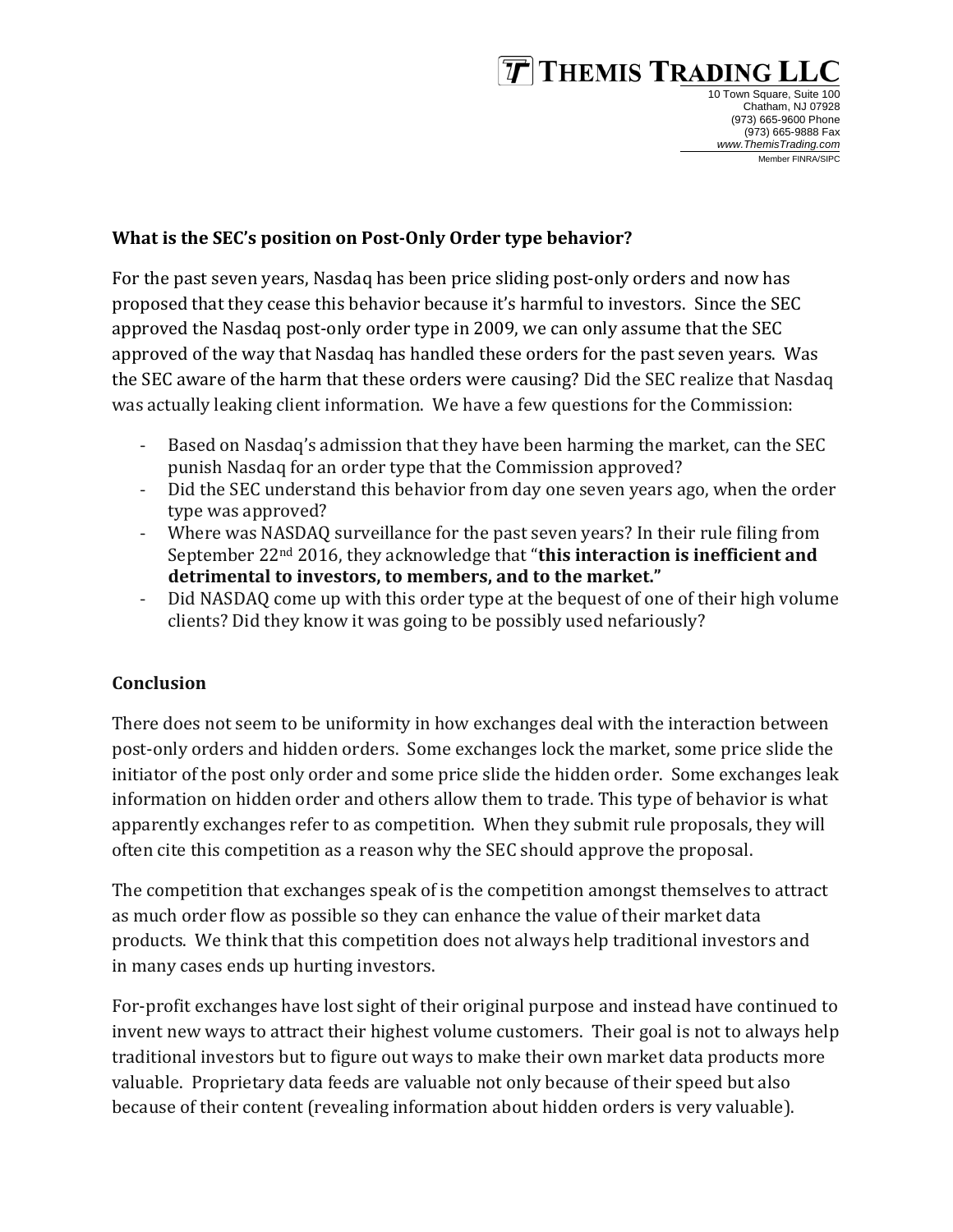**What is the SEC's position on Post-Only Order type behavior?**

For the past seven years, Nasdaq has been price sliding post-only orders and now has proposed that they cease this behavior because it's harmful to investors. Since the SEC approved the Nasdaq post-only order type in 2009, we can only assume that the SEC approved of the way that Nasdaq has handled these orders for the past seven years. Was the SEC aware of the harm that these orders were causing? Did the SEC realize that Nasdaq was actually leaking client information. We have a few questions for the Commission:

- Based on Nasdaq's admission that they have been harming the market, can the SEC punish Nasdaq for an order type that the Commission approved?
- Did the SEC understand this behavior from day one seven years ago, when the order type was approved?
- Where was NASDAQ surveillance for the past seven years? In their rule filing from September 22nd 2016, they acknowledge that "**this interaction is inefficient and detrimental to investors, to members, and to the market.**"
- Did NASDAQ come up with this order type at the bequest of one of their high volume clients? Did they know it was going to be possibly used nefariously?

**Conclusion**

There does not seem to be uniformity in how exchanges deal with the interaction between post-only orders and hidden orders. Some exchanges lock the market, some price slide the initiator of the post only order and some price slide the hidden order. Some exchanges leak information on hidden order and others allow them to trade. This type of behavior is what apparently exchanges refer to as competition. When they submit rule proposals, they will often cite this competition as a reason why the SEC should approve the proposal.

The competition that exchanges speak of is the competition amongst themselves to attract as much order flow as possible so they can enhance the value of their market data products. We think that this competition does not always help traditional investors and in many cases ends up hurting investors.

For-profit exchanges have lost sight of their original purpose and instead have continued to invent new ways to attract their highest volume customers. Their goal is not to always help traditional investors but to figure out ways to make their own market data products more valuable. Proprietary data feeds are valuable not only because of their speed but also because of their content (revealing information about hidden orders is very valuable).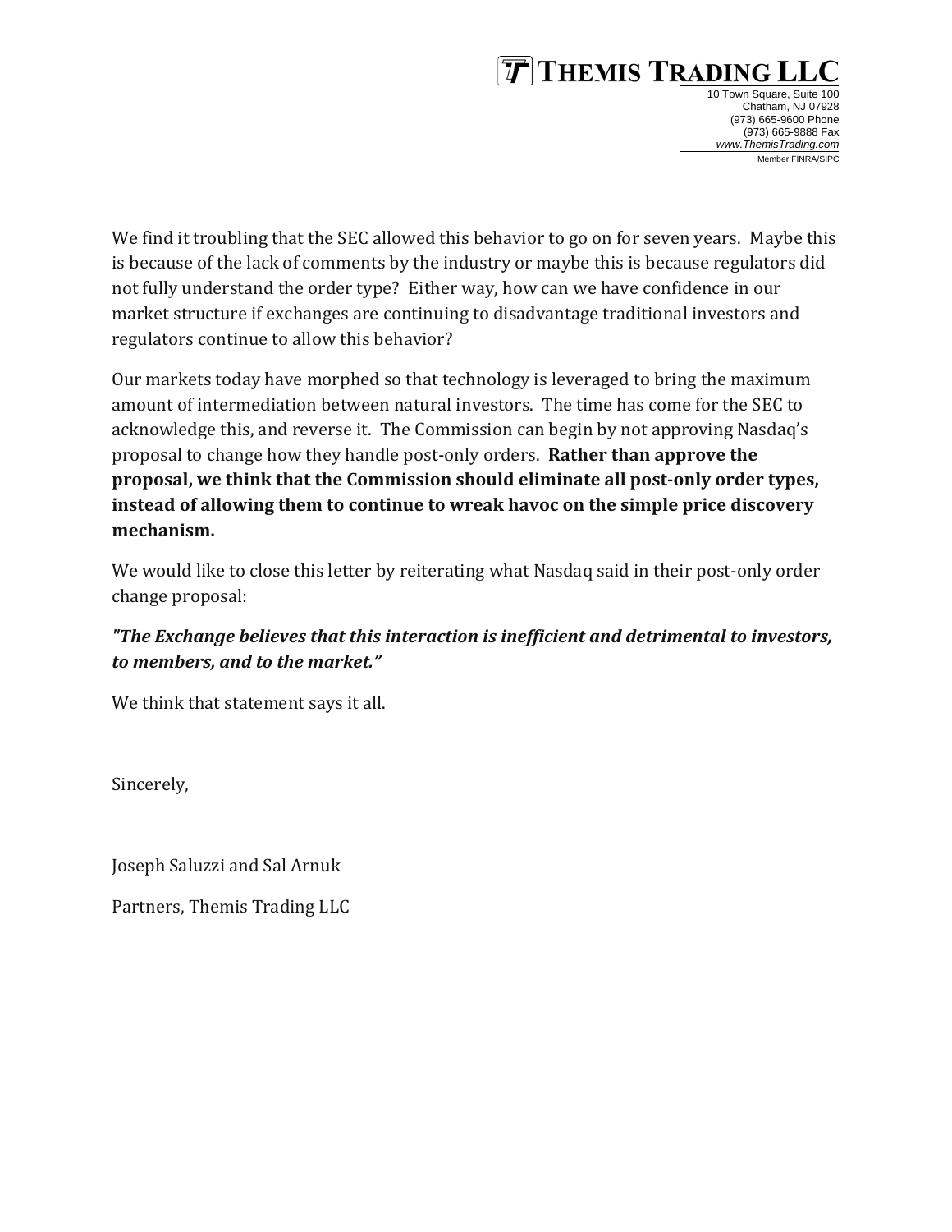We find it troubling that the SEC allowed this behavior to go on for seven years. Maybe this is because of the lack of comments by the industry or maybe this is because regulators did not fully understand the order type? Either way, how can we have confidence in our market structure if exchanges are continuing to disadvantage traditional investors and regulators continue to allow this behavior?

Our markets today have morphed so that technology is leveraged to bring the maximum amount of intermediation between natural investors. The time has come for the SEC to acknowledge this, and reverse it. The Commission can begin by not approving Nasdaq's proposal to change how they handle post-only orders. **Rather than approve the proposal, we think that the Commission should eliminate all post-only order types, instead of allowing them to continue to wreak havoc on the simple price discovery mechanism.**

We would like to close this letter by reiterating what Nasdaq said in their post-only order change proposal:

***"The Exchange believes that this interaction is inefficient and detrimental to investors, to members, and to the market."***

We think that statement says it all.

Sincerely,

Joseph Saluzzi and Sal Arnuk

Partners, Themis Trading LLC